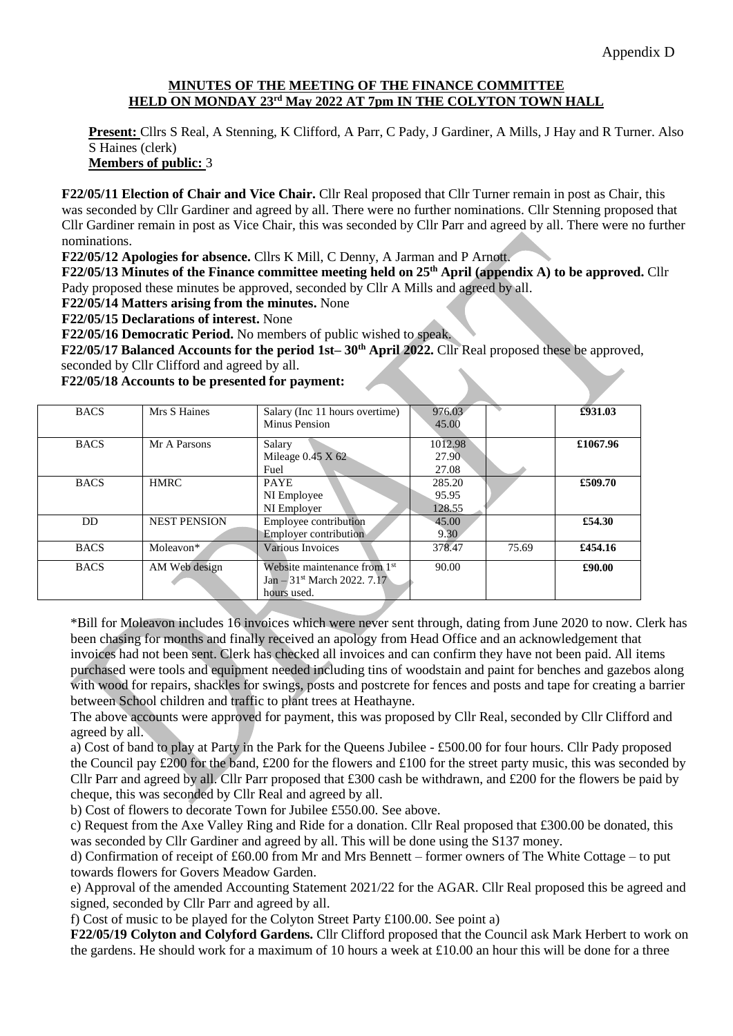Appendix D

**MINUTES OF THE MEETING OF THE FINANCE COMMITTEE HELD ON MONDAY 23rd May 2022 AT 7pm IN THE COLYTON TOWN HALL**

**Present:** Cllrs S Real, A Stenning, K Clifford, A Parr, C Pady, J Gardiner, A Mills, J Hay and R Turner. Also S Haines (clerk)
**Members of public:** 3

**F22/05/11 Election of Chair and Vice Chair.** Cllr Real proposed that Cllr Turner remain in post as Chair, this was seconded by Cllr Gardiner and agreed by all. There were no further nominations. Cllr Stenning proposed that Cllr Gardiner remain in post as Vice Chair, this was seconded by Cllr Parr and agreed by all. There were no further nominations.

**F22/05/12 Apologies for absence.** Cllrs K Mill, C Denny, A Jarman and P Arnott.

**F22/05/13 Minutes of the Finance committee meeting held on 25th April (appendix A) to be approved.** Cllr Pady proposed these minutes be approved, seconded by Cllr A Mills and agreed by all.

**F22/05/14 Matters arising from the minutes.** None

**F22/05/15 Declarations of interest.** None

**F22/05/16 Democratic Period.** No members of public wished to speak.

**F22/05/17 Balanced Accounts for the period 1st– 30th April 2022.** Cllr Real proposed these be approved, seconded by Cllr Clifford and agreed by all.

**F22/05/18 Accounts to be presented for payment:**

| | | | | | |
|---|---|---|---|---|---|
| BACS | Mrs S Haines | Salary (Inc 11 hours overtime)<br>Minus Pension | 976.03<br>45.00 | | **£931.03** |
| BACS | Mr A Parsons | Salary<br>Mileage 0.45 X 62<br>Fuel | 1012.98<br>27.90<br>27.08 | | **£1067.96** |
| BACS | HMRC | PAYE<br>NI Employee<br>NI Employer | 285.20<br>95.95<br>128.55 | | **£509.70** |
| DD | NEST PENSION | Employee contribution<br>Employer contribution | 45.00<br>9.30 | | **£54.30** |
| BACS | Moleavon* | Various Invoices | 378.47 | 75.69 | **£454.16** |
| BACS | AM Web design | Website maintenance from 1st Jan – 31st March 2022. 7.17 hours used. | 90.00 | | **£90.00** |

*Bill for Moleavon includes 16 invoices which were never sent through, dating from June 2020 to now. Clerk has been chasing for months and finally received an apology from Head Office and an acknowledgement that invoices had not been sent. Clerk has checked all invoices and can confirm they have not been paid. All items purchased were tools and equipment needed including tins of woodstain and paint for benches and gazebos along with wood for repairs, shackles for swings, posts and postcrete for fences and posts and tape for creating a barrier between School children and traffic to plant trees at Heathayne.

The above accounts were approved for payment, this was proposed by Cllr Real, seconded by Cllr Clifford and agreed by all.

a) Cost of band to play at Party in the Park for the Queens Jubilee - £500.00 for four hours. Cllr Pady proposed the Council pay £200 for the band, £200 for the flowers and £100 for the street party music, this was seconded by Cllr Parr and agreed by all. Cllr Parr proposed that £300 cash be withdrawn, and £200 for the flowers be paid by cheque, this was seconded by Cllr Real and agreed by all.

b) Cost of flowers to decorate Town for Jubilee £550.00. See above.

c) Request from the Axe Valley Ring and Ride for a donation. Cllr Real proposed that £300.00 be donated, this was seconded by Cllr Gardiner and agreed by all. This will be done using the S137 money.

d) Confirmation of receipt of £60.00 from Mr and Mrs Bennett – former owners of The White Cottage – to put towards flowers for Govers Meadow Garden.

e) Approval of the amended Accounting Statement 2021/22 for the AGAR. Cllr Real proposed this be agreed and signed, seconded by Cllr Parr and agreed by all.

f) Cost of music to be played for the Colyton Street Party £100.00. See point a)

**F22/05/19 Colyton and Colyford Gardens.** Cllr Clifford proposed that the Council ask Mark Herbert to work on the gardens. He should work for a maximum of 10 hours a week at £10.00 an hour this will be done for a three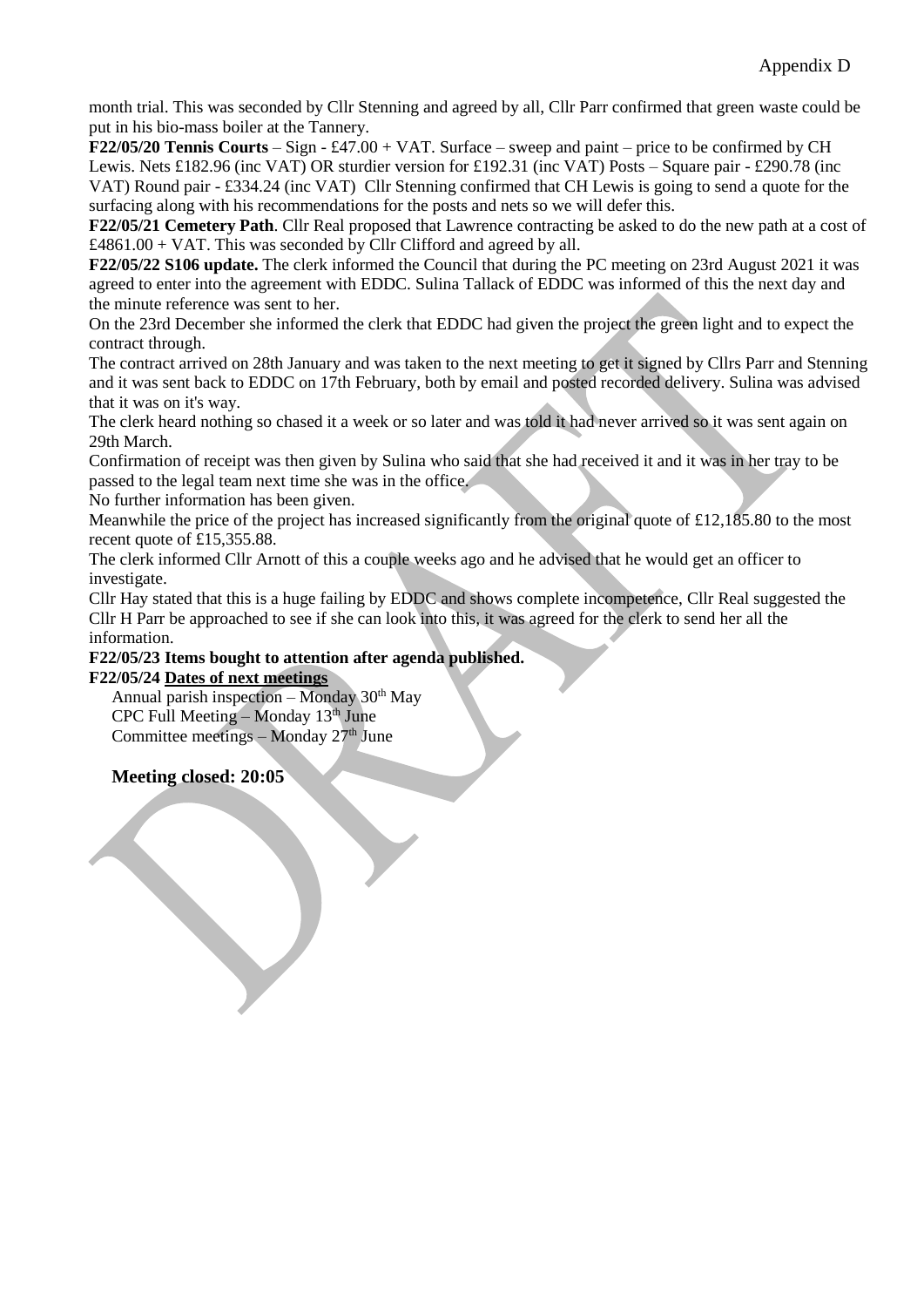month trial. This was seconded by Cllr Stenning and agreed by all, Cllr Parr confirmed that green waste could be put in his bio-mass boiler at the Tannery.

**F22/05/20 Tennis Courts** – Sign - £47.00 + VAT. Surface – sweep and paint – price to be confirmed by CH Lewis. Nets £182.96 (inc VAT) OR sturdier version for £192.31 (inc VAT) Posts – Square pair - £290.78 (inc VAT) Round pair - £334.24 (inc VAT) Cllr Stenning confirmed that CH Lewis is going to send a quote for the surfacing along with his recommendations for the posts and nets so we will defer this.

**F22/05/21 Cemetery Path**. Cllr Real proposed that Lawrence contracting be asked to do the new path at a cost of £4861.00 + VAT. This was seconded by Cllr Clifford and agreed by all.

**F22/05/22 S106 update.** The clerk informed the Council that during the PC meeting on 23rd August 2021 it was agreed to enter into the agreement with EDDC. Sulina Tallack of EDDC was informed of this the next day and the minute reference was sent to her.

On the 23rd December she informed the clerk that EDDC had given the project the green light and to expect the contract through.

The contract arrived on 28th January and was taken to the next meeting to get it signed by Cllrs Parr and Stenning and it was sent back to EDDC on 17th February, both by email and posted recorded delivery. Sulina was advised that it was on it's way.

The clerk heard nothing so chased it a week or so later and was told it had never arrived so it was sent again on 29th March.

Confirmation of receipt was then given by Sulina who said that she had received it and it was in her tray to be passed to the legal team next time she was in the office.

No further information has been given.

Meanwhile the price of the project has increased significantly from the original quote of £12,185.80 to the most recent quote of £15,355.88.

The clerk informed Cllr Arnott of this a couple weeks ago and he advised that he would get an officer to investigate.

Cllr Hay stated that this is a huge failing by EDDC and shows complete incompetence, Cllr Real suggested the Cllr H Parr be approached to see if she can look into this, it was agreed for the clerk to send her all the information.

**F22/05/23 Items bought to attention after agenda published.**

**F22/05/24 <u>Dates of next meetings</u>**

Annual parish inspection – Monday 30th May
CPC Full Meeting – Monday 13th June
Committee meetings – Monday 27th June

**Meeting closed: 20:05**